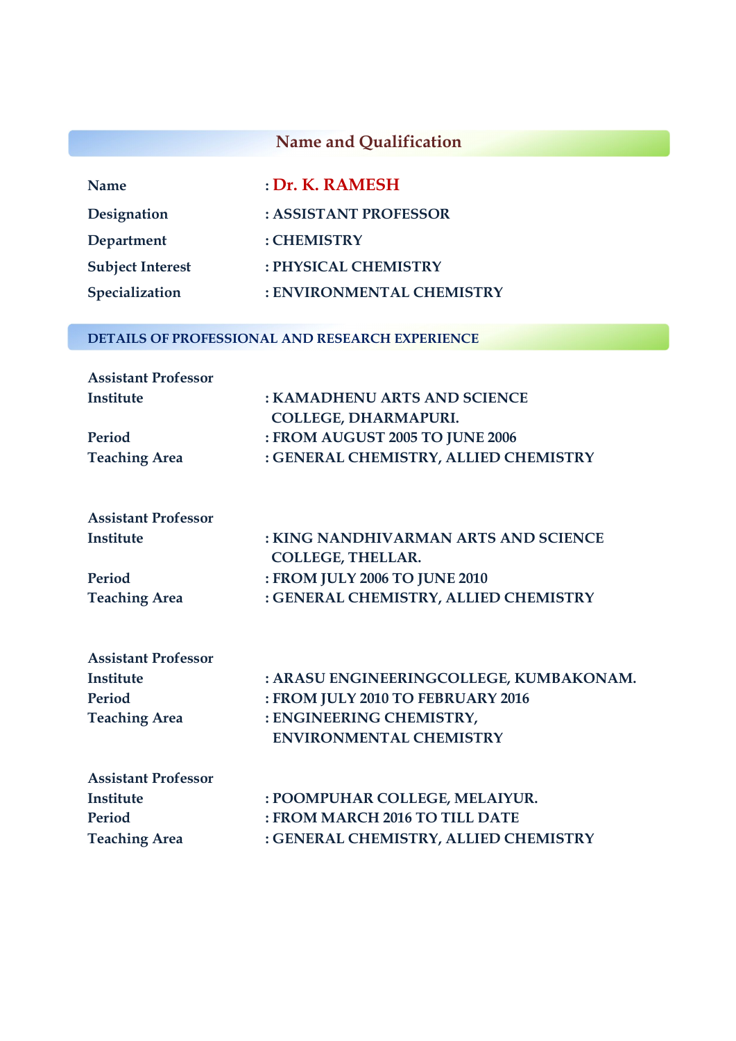## Name and Qualification

| | |
|---|---|
| **Name** | : **Dr. K. RAMESH** |
| **Designation** | : ASSISTANT PROFESSOR |
| **Department** | : CHEMISTRY |
| **Subject Interest** | : PHYSICAL CHEMISTRY |
| **Specialization** | : ENVIRONMENTAL CHEMISTRY |

## DETAILS OF PROFESSIONAL AND RESEARCH EXPERIENCE

**Assistant Professor**

| | |
|---|---|
| **Institute** | : KAMADHENU ARTS AND SCIENCE COLLEGE, DHARMAPURI. |
| **Period** | : FROM AUGUST 2005 TO JUNE 2006 |
| **Teaching Area** | : GENERAL CHEMISTRY, ALLIED CHEMISTRY |

**Assistant Professor**

| | |
|---|---|
| **Institute** | : KING NANDHIVARMAN ARTS AND SCIENCE COLLEGE, THELLAR. |
| **Period** | : FROM JULY 2006 TO JUNE 2010 |
| **Teaching Area** | : GENERAL CHEMISTRY, ALLIED CHEMISTRY |

**Assistant Professor**

| | |
|---|---|
| **Institute** | : ARASU ENGINEERINGCOLLEGE, KUMBAKONAM. |
| **Period** | : FROM JULY 2010 TO FEBRUARY 2016 |
| **Teaching Area** | : ENGINEERING CHEMISTRY, ENVIRONMENTAL CHEMISTRY |

**Assistant Professor**

| | |
|---|---|
| **Institute** | : POOMPUHAR COLLEGE, MELAIYUR. |
| **Period** | : FROM MARCH 2016 TO TILL DATE |
| **Teaching Area** | : GENERAL CHEMISTRY, ALLIED CHEMISTRY |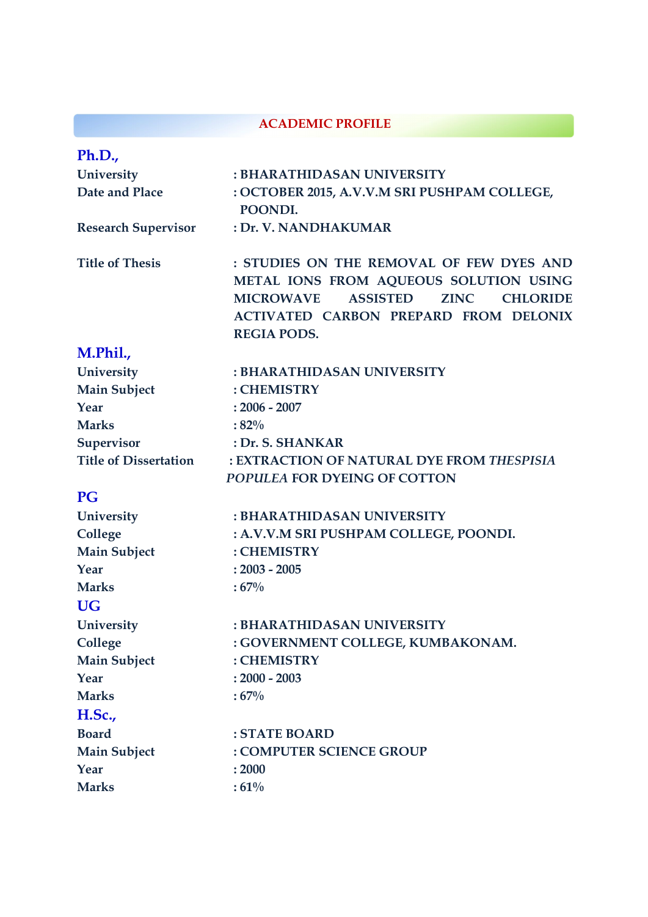## ACADEMIC PROFILE

### Ph.D.,

| | |
|---|---|
| University | : BHARATHIDASAN UNIVERSITY |
| Date and Place | : OCTOBER 2015, A.V.V.M SRI PUSHPAM COLLEGE, POONDI. |
| Research Supervisor | : Dr. V. NANDHAKUMAR |
| Title of Thesis | : STUDIES ON THE REMOVAL OF FEW DYES AND METAL IONS FROM AQUEOUS SOLUTION USING MICROWAVE ASSISTED ZINC CHLORIDE ACTIVATED CARBON PREPARD FROM DELONIX REGIA PODS. |

### M.Phil.,

| | |
|---|---|
| University | : BHARATHIDASAN UNIVERSITY |
| Main Subject | : CHEMISTRY |
| Year | : 2006 - 2007 |
| Marks | : 82% |
| Supervisor | : Dr. S. SHANKAR |
| Title of Dissertation | : EXTRACTION OF NATURAL DYE FROM *THESPISIA POPULEA* FOR DYEING OF COTTON |

### PG

| | |
|---|---|
| University | : BHARATHIDASAN UNIVERSITY |
| College | : A.V.V.M SRI PUSHPAM COLLEGE, POONDI. |
| Main Subject | : CHEMISTRY |
| Year | : 2003 - 2005 |
| Marks | : 67% |

### UG

| | |
|---|---|
| University | : BHARATHIDASAN UNIVERSITY |
| College | : GOVERNMENT COLLEGE, KUMBAKONAM. |
| Main Subject | : CHEMISTRY |
| Year | : 2000 - 2003 |
| Marks | : 67% |

### H.Sc.,

| | |
|---|---|
| Board | : STATE BOARD |
| Main Subject | : COMPUTER SCIENCE GROUP |
| Year | : 2000 |
| Marks | : 61% |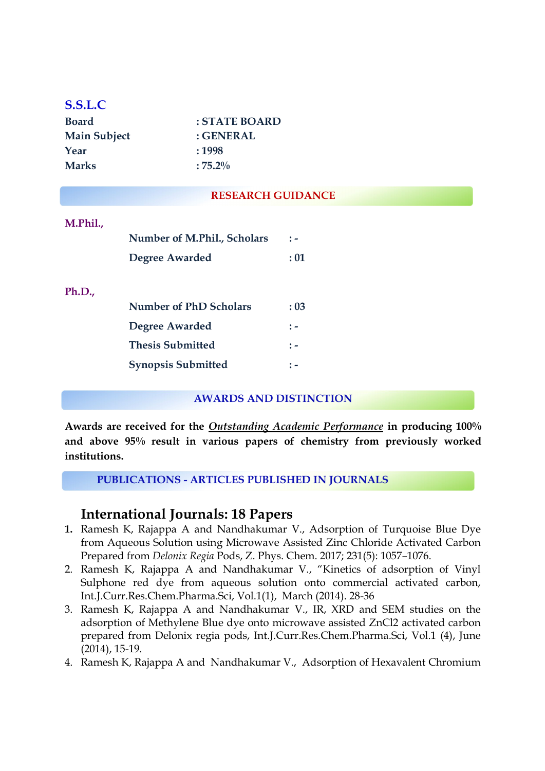### S.S.L.C

| | |
|---|---|
| **Board** | **: STATE BOARD** |
| **Main Subject** | **: GENERAL** |
| **Year** | **: 1998** |
| **Marks** | **: 75.2%** |

## RESEARCH GUIDANCE

**M.Phil.,**

| | |
|---|---|
| **Number of M.Phil., Scholars** | **: -** |
| **Degree Awarded** | **: 01** |

**Ph.D.,**

| | |
|---|---|
| **Number of PhD Scholars** | **: 03** |
| **Degree Awarded** | **: -** |
| **Thesis Submitted** | **: -** |
| **Synopsis Submitted** | **: -** |

## AWARDS AND DISTINCTION

**Awards are received for the *Outstanding Academic Performance* in producing 100% and above 95% result in various papers of chemistry from previously worked institutions.**

## PUBLICATIONS - ARTICLES PUBLISHED IN JOURNALS

### International Journals: 18 Papers

1. Ramesh K, Rajappa A and Nandhakumar V., Adsorption of Turquoise Blue Dye from Aqueous Solution using Microwave Assisted Zinc Chloride Activated Carbon Prepared from *Delonix Regia* Pods, Z. Phys. Chem. 2017; 231(5): 1057–1076.
2. Ramesh K, Rajappa A and Nandhakumar V., "Kinetics of adsorption of Vinyl Sulphone red dye from aqueous solution onto commercial activated carbon, Int.J.Curr.Res.Chem.Pharma.Sci, Vol.1(1), March (2014). 28-36
3. Ramesh K, Rajappa A and Nandhakumar V., IR, XRD and SEM studies on the adsorption of Methylene Blue dye onto microwave assisted ZnCl2 activated carbon prepared from Delonix regia pods, Int.J.Curr.Res.Chem.Pharma.Sci, Vol.1 (4), June (2014), 15-19.
4. Ramesh K, Rajappa A and Nandhakumar V., Adsorption of Hexavalent Chromium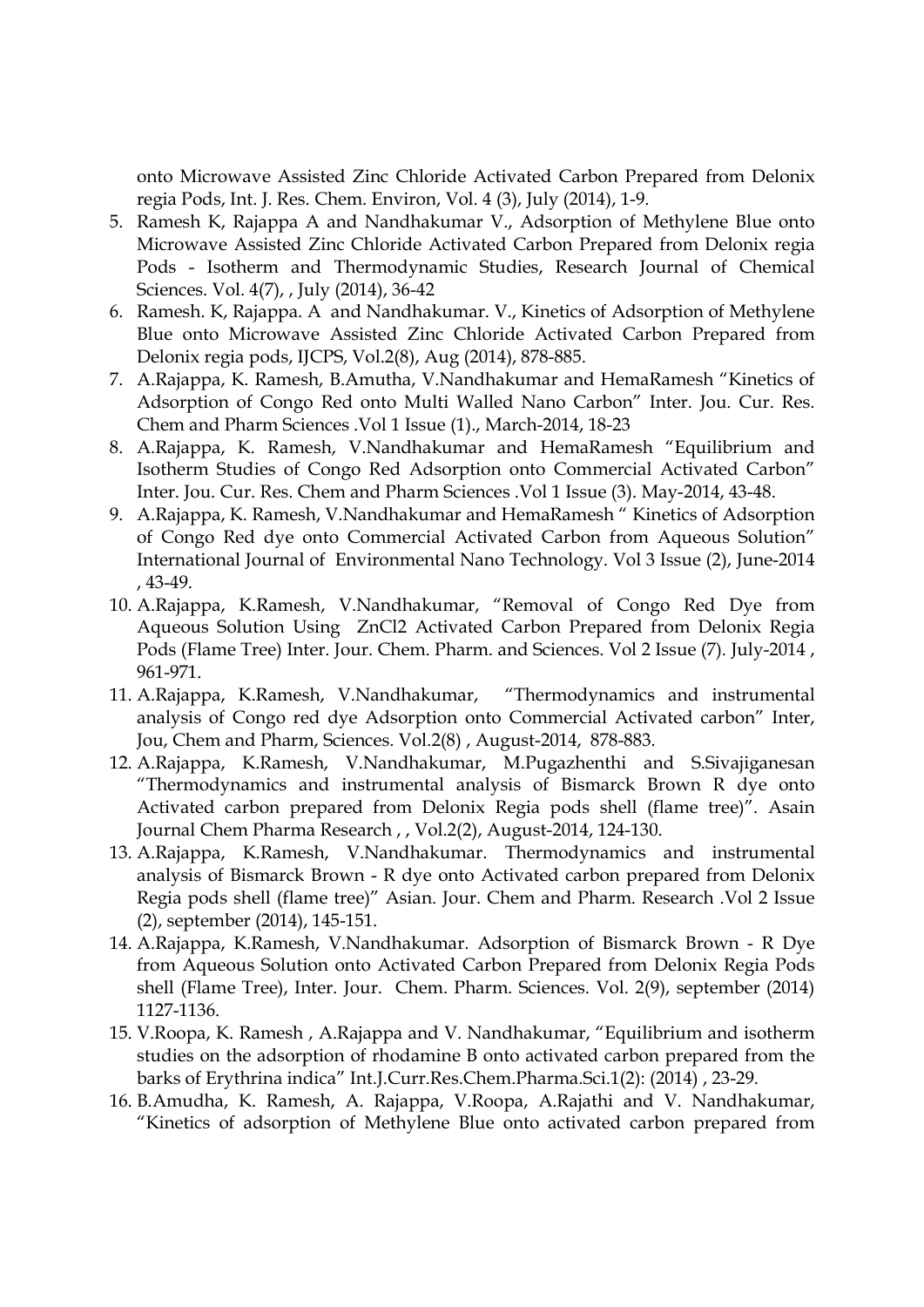onto Microwave Assisted Zinc Chloride Activated Carbon Prepared from Delonix regia Pods, Int. J. Res. Chem. Environ, Vol. 4 (3), July (2014), 1-9.

5. Ramesh K, Rajappa A and Nandhakumar V., Adsorption of Methylene Blue onto Microwave Assisted Zinc Chloride Activated Carbon Prepared from Delonix regia Pods - Isotherm and Thermodynamic Studies, Research Journal of Chemical Sciences. Vol. 4(7), , July (2014), 36-42
6. Ramesh. K, Rajappa. A and Nandhakumar. V., Kinetics of Adsorption of Methylene Blue onto Microwave Assisted Zinc Chloride Activated Carbon Prepared from Delonix regia pods, IJCPS, Vol.2(8), Aug (2014), 878-885.
7. A.Rajappa, K. Ramesh, B.Amutha, V.Nandhakumar and HemaRamesh "Kinetics of Adsorption of Congo Red onto Multi Walled Nano Carbon" Inter. Jou. Cur. Res. Chem and Pharm Sciences .Vol 1 Issue (1)., March-2014, 18-23
8. A.Rajappa, K. Ramesh, V.Nandhakumar and HemaRamesh "Equilibrium and Isotherm Studies of Congo Red Adsorption onto Commercial Activated Carbon" Inter. Jou. Cur. Res. Chem and Pharm Sciences .Vol 1 Issue (3). May-2014, 43-48.
9. A.Rajappa, K. Ramesh, V.Nandhakumar and HemaRamesh " Kinetics of Adsorption of Congo Red dye onto Commercial Activated Carbon from Aqueous Solution" International Journal of Environmental Nano Technology. Vol 3 Issue (2), June-2014 , 43-49.
10. A.Rajappa, K.Ramesh, V.Nandhakumar, "Removal of Congo Red Dye from Aqueous Solution Using ZnCl2 Activated Carbon Prepared from Delonix Regia Pods (Flame Tree) Inter. Jour. Chem. Pharm. and Sciences. Vol 2 Issue (7). July-2014 , 961-971.
11. A.Rajappa, K.Ramesh, V.Nandhakumar, "Thermodynamics and instrumental analysis of Congo red dye Adsorption onto Commercial Activated carbon" Inter, Jou, Chem and Pharm, Sciences. Vol.2(8) , August-2014, 878-883.
12. A.Rajappa, K.Ramesh, V.Nandhakumar, M.Pugazhenthi and S.Sivajiganesan "Thermodynamics and instrumental analysis of Bismarck Brown R dye onto Activated carbon prepared from Delonix Regia pods shell (flame tree)". Asain Journal Chem Pharma Research , , Vol.2(2), August-2014, 124-130.
13. A.Rajappa, K.Ramesh, V.Nandhakumar. Thermodynamics and instrumental analysis of Bismarck Brown - R dye onto Activated carbon prepared from Delonix Regia pods shell (flame tree)" Asian. Jour. Chem and Pharm. Research .Vol 2 Issue (2), september (2014), 145-151.
14. A.Rajappa, K.Ramesh, V.Nandhakumar. Adsorption of Bismarck Brown - R Dye from Aqueous Solution onto Activated Carbon Prepared from Delonix Regia Pods shell (Flame Tree), Inter. Jour. Chem. Pharm. Sciences. Vol. 2(9), september (2014) 1127-1136.
15. V.Roopa, K. Ramesh , A.Rajappa and V. Nandhakumar, "Equilibrium and isotherm studies on the adsorption of rhodamine B onto activated carbon prepared from the barks of Erythrina indica" Int.J.Curr.Res.Chem.Pharma.Sci.1(2): (2014) , 23-29.
16. B.Amudha, K. Ramesh, A. Rajappa, V.Roopa, A.Rajathi and V. Nandhakumar, "Kinetics of adsorption of Methylene Blue onto activated carbon prepared from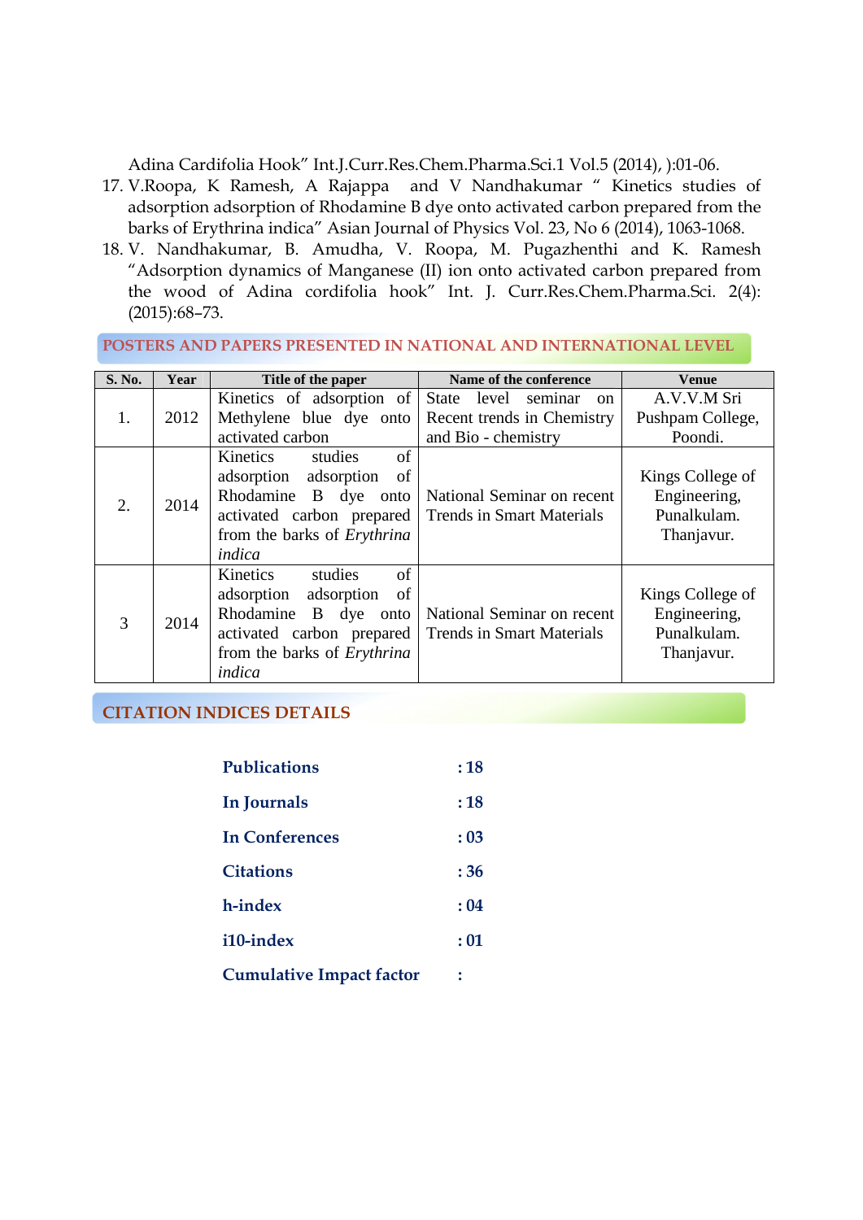Adina Cardifolia Hook" Int.J.Curr.Res.Chem.Pharma.Sci.1 Vol.5 (2014), ):01-06.

17. V.Roopa, K Ramesh, A Rajappa and V Nandhakumar " Kinetics studies of adsorption adsorption of Rhodamine B dye onto activated carbon prepared from the barks of Erythrina indica" Asian Journal of Physics Vol. 23, No 6 (2014), 1063-1068.
18. V. Nandhakumar, B. Amudha, V. Roopa, M. Pugazhenthi and K. Ramesh "Adsorption dynamics of Manganese (II) ion onto activated carbon prepared from the wood of Adina cordifolia hook" Int. J. Curr.Res.Chem.Pharma.Sci. 2(4): (2015):68–73.

## POSTERS AND PAPERS PRESENTED IN NATIONAL AND INTERNATIONAL LEVEL

| S. No. | Year | Title of the paper | Name of the conference | Venue |
|---|---|---|---|---|
| 1. | 2012 | Kinetics of adsorption of Methylene blue dye onto activated carbon | State level seminar on Recent trends in Chemistry and Bio - chemistry | A.V.V.M Sri Pushpam College, Poondi. |
| 2. | 2014 | Kinetics studies of adsorption adsorption of Rhodamine B dye onto activated carbon prepared from the barks of *Erythrina indica* | National Seminar on recent Trends in Smart Materials | Kings College of Engineering, Punalkulam. Thanjavur. |
| 3 | 2014 | Kinetics studies of adsorption adsorption of Rhodamine B dye onto activated carbon prepared from the barks of *Erythrina indica* | National Seminar on recent Trends in Smart Materials | Kings College of Engineering, Punalkulam. Thanjavur. |

## CITATION INDICES DETAILS

| | |
|---|---|
| **Publications** | **: 18** |
| **In Journals** | **: 18** |
| **In Conferences** | **: 03** |
| **Citations** | **: 36** |
| **h-index** | **: 04** |
| **i10-index** | **: 01** |
| **Cumulative Impact factor** | **:** |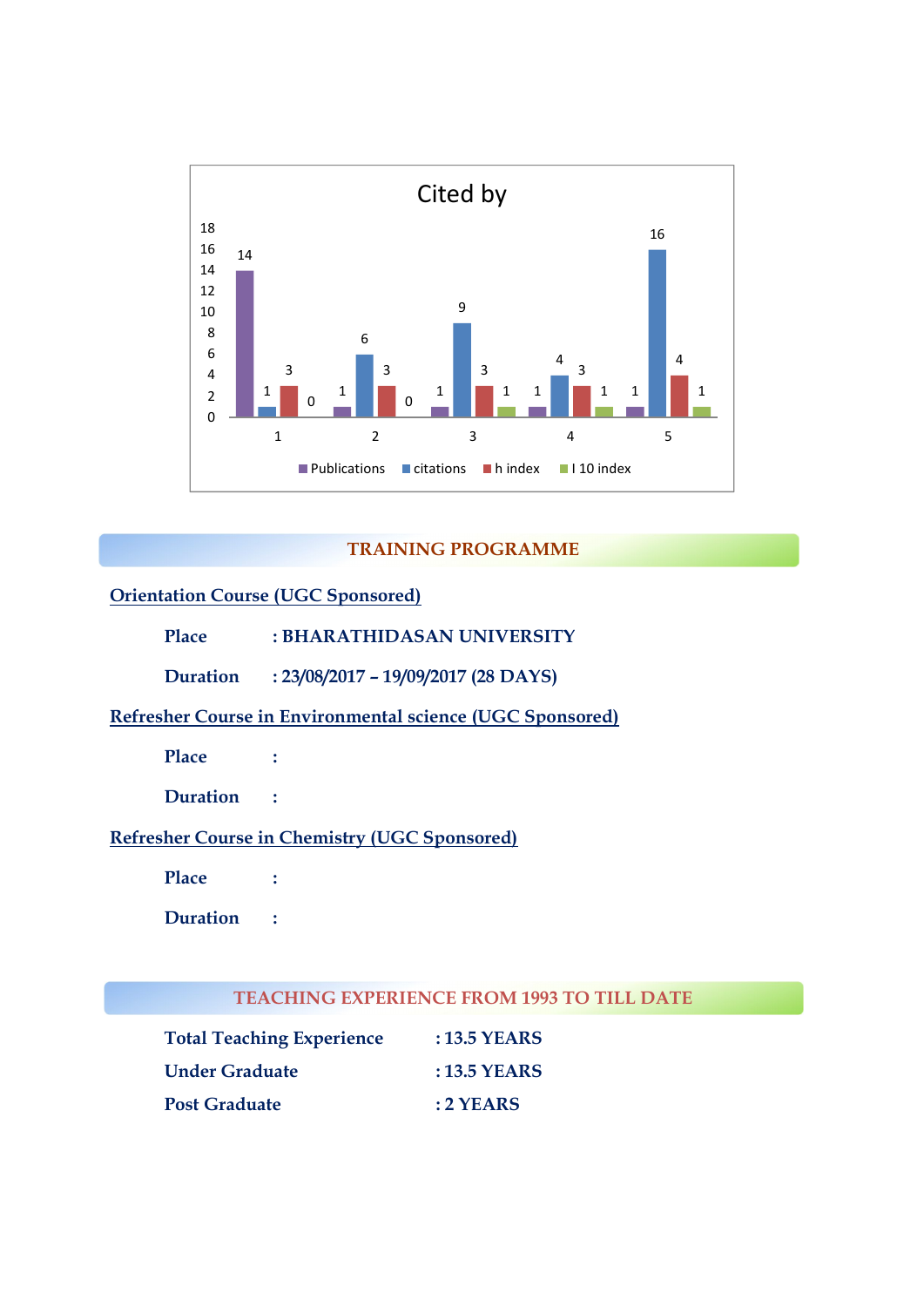**Cited by**

| | Publications | citations | h index | I 10 index |
|---|---|---|---|---|
| 1 | 14 | 1 | 3 | 0 |
| 2 | 1 | 6 | 3 | 0 |
| 3 | 1 | 9 | 3 | 1 |
| 4 | 1 | 4 | 3 | 1 |
| 5 | 1 | 16 | 4 | 1 |

## TRAINING PROGRAMME

**Orientation Course (UGC Sponsored)**

**Place** : **BHARATHIDASAN UNIVERSITY**

**Duration** : **23/08/2017 – 19/09/2017 (28 DAYS)**

**Refresher Course in Environmental science (UGC Sponsored)**

**Place** :

**Duration** :

**Refresher Course in Chemistry (UGC Sponsored)**

**Place** :

**Duration** :

## TEACHING EXPERIENCE FROM 1993 TO TILL DATE

**Total Teaching Experience** : **13.5 YEARS**

**Under Graduate** : **13.5 YEARS**

**Post Graduate** : **2 YEARS**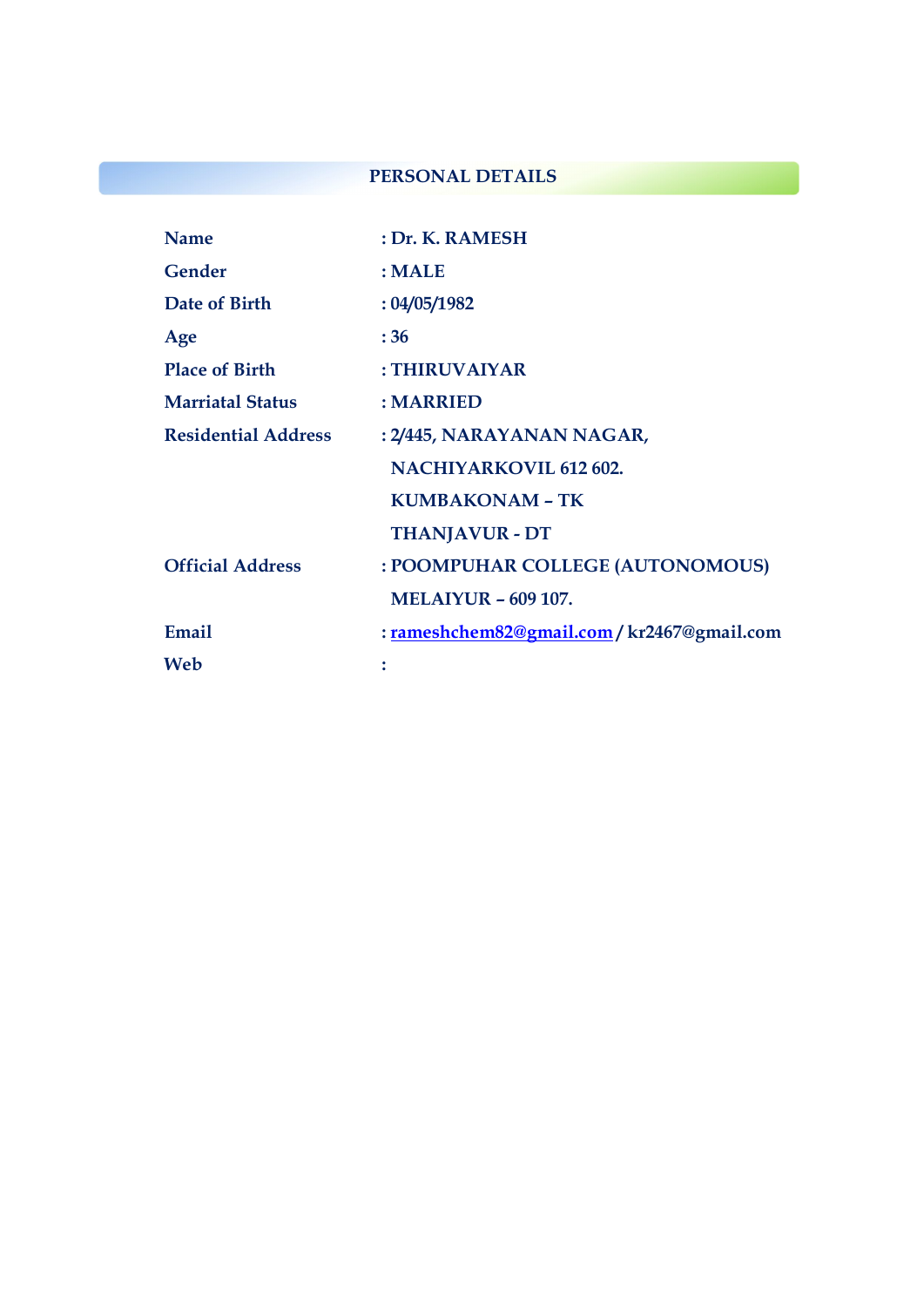## PERSONAL DETAILS

| | |
|---|---|
| **Name** | **: Dr. K. RAMESH** |
| **Gender** | **: MALE** |
| **Date of Birth** | **: 04/05/1982** |
| **Age** | **: 36** |
| **Place of Birth** | **: THIRUVAIYAR** |
| **Marriatal Status** | **: MARRIED** |
| **Residential Address** | **: 2/445, NARAYANAN NAGAR, NACHIYARKOVIL 612 602. KUMBAKONAM – TK THANJAVUR - DT** |
| **Official Address** | **: POOMPUHAR COLLEGE (AUTONOMOUS) MELAIYUR – 609 107.** |
| **Email** | **: rameshchem82@gmail.com / kr2467@gmail.com** |
| **Web** | **:** |